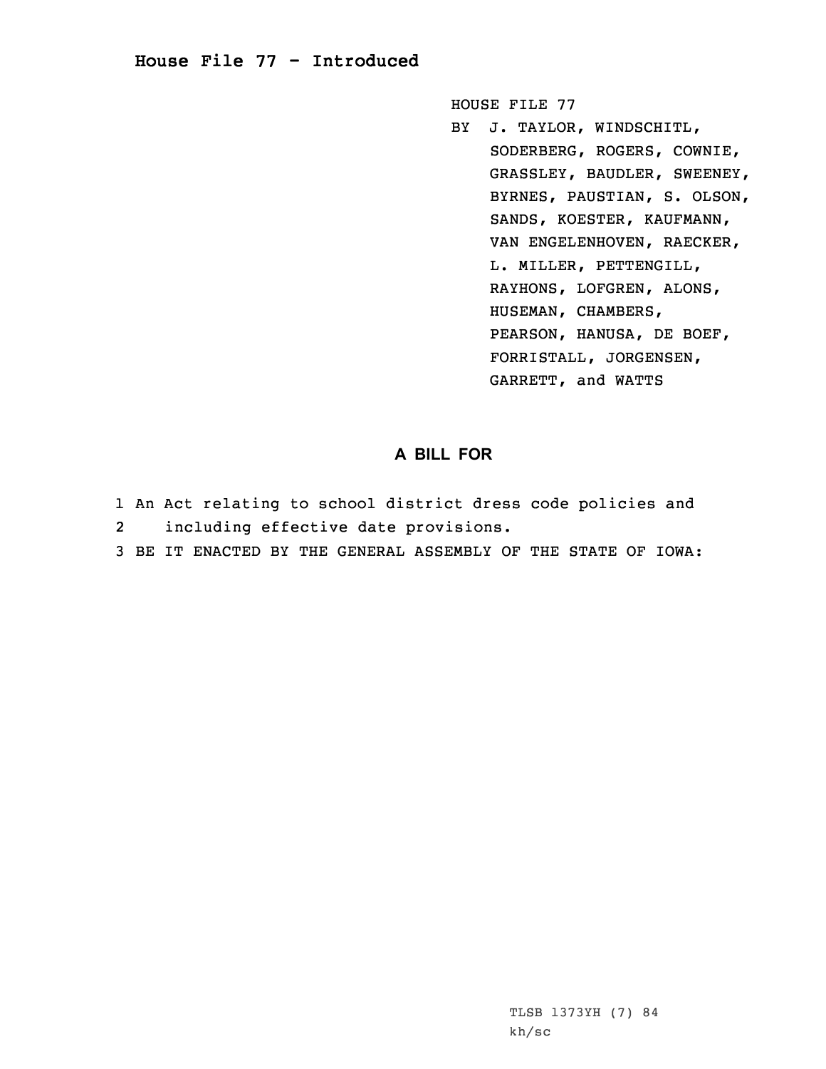# House File 77 - Introduced

HOUSE FILE 77

BY J. TAYLOR, WINDSCHITL, SODERBERG, ROGERS, COWNIE, GRASSLEY, BAUDLER, SWEENEY, BYRNES, PAUSTIAN, S. OLSON, SANDS, KOESTER, KAUFMANN, VAN ENGELENHOVEN, RAECKER, L. MILLER, PETTENGILL, RAYHONS, LOFGREN, ALONS, HUSEMAN, CHAMBERS, PEARSON, HANUSA, DE BOEF, FORRISTALL, JORGENSEN, GARRETT, and WATTS

## A BILL FOR

1 An Act relating to school district dress code policies and
2 including effective date provisions.
3 BE IT ENACTED BY THE GENERAL ASSEMBLY OF THE STATE OF IOWA:

TLSB 1373YH (7) 84
kh/sc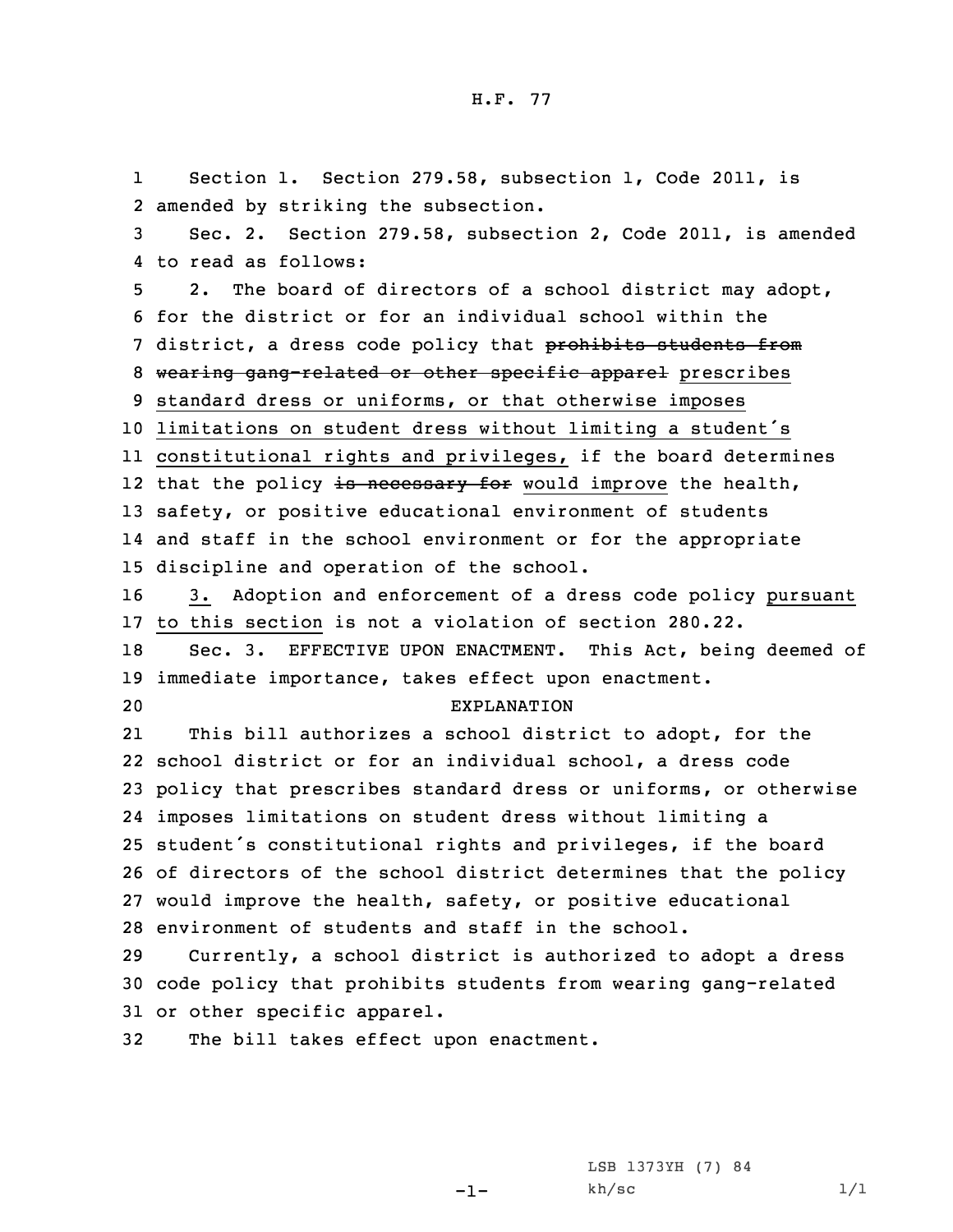Section 1. Section 279.58, subsection 1, Code 2011, is amended by striking the subsection.

Sec. 2. Section 279.58, subsection 2, Code 2011, is amended to read as follows:

2. The board of directors of a school district may adopt, for the district or for an individual school within the district, a dress code policy that ~~prohibits students from wearing gang-related or other specific apparel~~ <u>prescribes standard dress or uniforms, or that otherwise imposes limitations on student dress without limiting a student's constitutional rights and privileges,</u> if the board determines that the policy ~~is necessary for~~ <u>would improve</u> the health, safety, or positive educational environment of students and staff in the school environment or for the appropriate discipline and operation of the school.

<u>3.</u> Adoption and enforcement of a dress code policy <u>pursuant to this section</u> is not a violation of section 280.22.

Sec. 3. EFFECTIVE UPON ENACTMENT. This Act, being deemed of immediate importance, takes effect upon enactment.

EXPLANATION

This bill authorizes a school district to adopt, for the school district or for an individual school, a dress code policy that prescribes standard dress or uniforms, or otherwise imposes limitations on student dress without limiting a student's constitutional rights and privileges, if the board of directors of the school district determines that the policy would improve the health, safety, or positive educational environment of students and staff in the school.

Currently, a school district is authorized to adopt a dress code policy that prohibits students from wearing gang-related or other specific apparel.

The bill takes effect upon enactment.

LSB 1373YH (7) 84
kh/sc